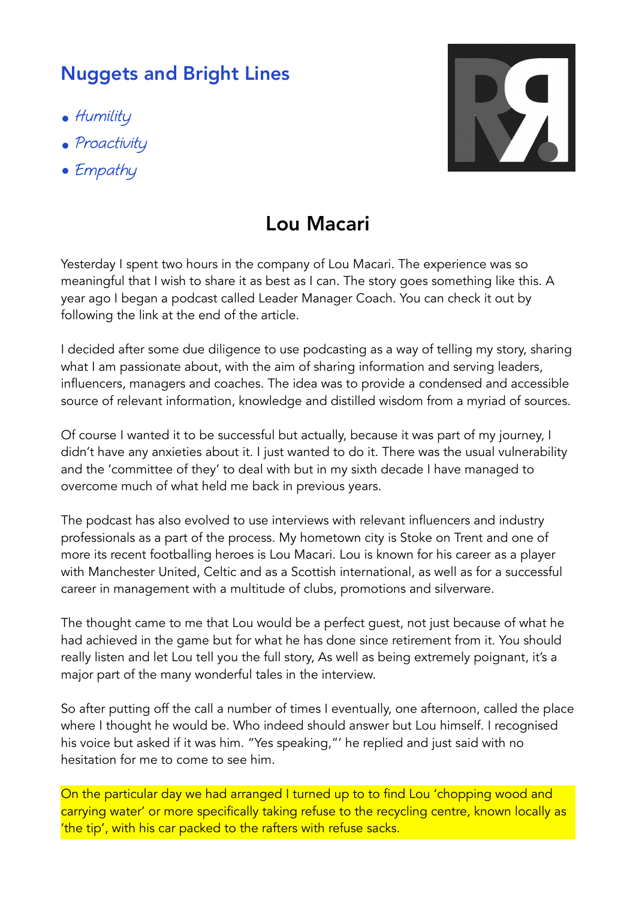## Nuggets and Bright Lines

- *Humility*
- *Proactivity*
- *Empathy*

# Lou Macari

Yesterday I spent two hours in the company of Lou Macari. The experience was so meaningful that I wish to share it as best as I can. The story goes something like this. A year ago I began a podcast called Leader Manager Coach. You can check it out by following the link at the end of the article.

I decided after some due diligence to use podcasting as a way of telling my story, sharing what I am passionate about, with the aim of sharing information and serving leaders, influencers, managers and coaches. The idea was to provide a condensed and accessible source of relevant information, knowledge and distilled wisdom from a myriad of sources.

Of course I wanted it to be successful but actually, because it was part of my journey, I didn't have any anxieties about it. I just wanted to do it. There was the usual vulnerability and the 'committee of they' to deal with but in my sixth decade I have managed to overcome much of what held me back in previous years.

The podcast has also evolved to use interviews with relevant influencers and industry professionals as a part of the process. My hometown city is Stoke on Trent and one of more its recent footballing heroes is Lou Macari. Lou is known for his career as a player with Manchester United, Celtic and as a Scottish international, as well as for a successful career in management with a multitude of clubs, promotions and silverware.

The thought came to me that Lou would be a perfect guest, not just because of what he had achieved in the game but for what he has done since retirement from it. You should really listen and let Lou tell you the full story, As well as being extremely poignant, it's a major part of the many wonderful tales in the interview.

So after putting off the call a number of times I eventually, one afternoon, called the place where I thought he would be. Who indeed should answer but Lou himself. I recognised his voice but asked if it was him. "Yes speaking,"' he replied and just said with no hesitation for me to come to see him.

On the particular day we had arranged I turned up to to find Lou 'chopping wood and carrying water' or more specifically taking refuse to the recycling centre, known locally as 'the tip', with his car packed to the rafters with refuse sacks.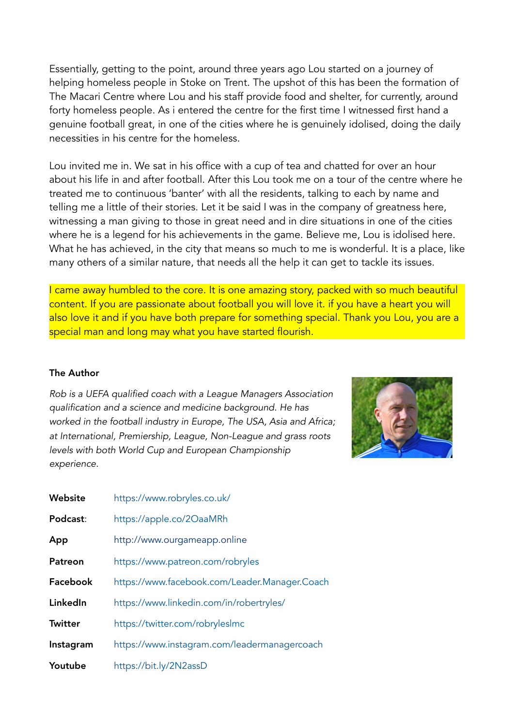Essentially, getting to the point, around three years ago Lou started on a journey of helping homeless people in Stoke on Trent. The upshot of this has been the formation of The Macari Centre where Lou and his staff provide food and shelter, for currently, around forty homeless people. As i entered the centre for the first time I witnessed first hand a genuine football great, in one of the cities where he is genuinely idolised, doing the daily necessities in his centre for the homeless.

Lou invited me in. We sat in his office with a cup of tea and chatted for over an hour about his life in and after football. After this Lou took me on a tour of the centre where he treated me to continuous 'banter' with all the residents, talking to each by name and telling me a little of their stories. Let it be said I was in the company of greatness here, witnessing a man giving to those in great need and in dire situations in one of the cities where he is a legend for his achievements in the game. Believe me, Lou is idolised here. What he has achieved, in the city that means so much to me is wonderful. It is a place, like many others of a similar nature, that needs all the help it can get to tackle its issues.

I came away humbled to the core. It is one amazing story, packed with so much beautiful content. If you are passionate about football you will love it. if you have a heart you will also love it and if you have both prepare for something special. Thank you Lou, you are a special man and long may what you have started flourish.

**The Author**

*Rob is a UEFA qualified coach with a League Managers Association qualification and a science and medicine background. He has worked in the football industry in Europe, The USA, Asia and Africa; at International, Premiership, League, Non-League and grass roots levels with both World Cup and European Championship experience.*

| | |
|---|---|
| **Website** | https://www.robryles.co.uk/ |
| **Podcast**: | https://apple.co/2OaaMRh |
| **App** | http://www.ourgameapp.online |
| **Patreon** | https://www.patreon.com/robryles |
| **Facebook** | https://www.facebook.com/Leader.Manager.Coach |
| **LinkedIn** | https://www.linkedin.com/in/robertryles/ |
| **Twitter** | https://twitter.com/robryleslmc |
| **Instagram** | https://www.instagram.com/leadermanagercoach |
| **Youtube** | https://bit.ly/2N2assD |